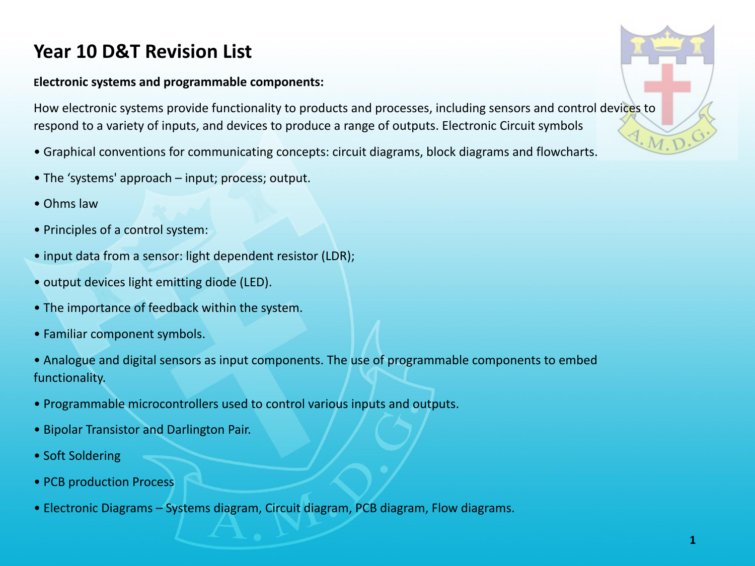# Year 10 D&T Revision List

**Electronic systems and programmable components:**

How electronic systems provide functionality to products and processes, including sensors and control devices to respond to a variety of inputs, and devices to produce a range of outputs. Electronic Circuit symbols

- Graphical conventions for communicating concepts: circuit diagrams, block diagrams and flowcharts.
- The 'systems' approach – input; process; output.
- Ohms law
- Principles of a control system:
- input data from a sensor: light dependent resistor (LDR);
- output devices light emitting diode (LED).
- The importance of feedback within the system.
- Familiar component symbols.
- Analogue and digital sensors as input components. The use of programmable components to embed functionality.
- Programmable microcontrollers used to control various inputs and outputs.
- Bipolar Transistor and Darlington Pair.
- Soft Soldering
- PCB production Process
- Electronic Diagrams – Systems diagram, Circuit diagram, PCB diagram, Flow diagrams.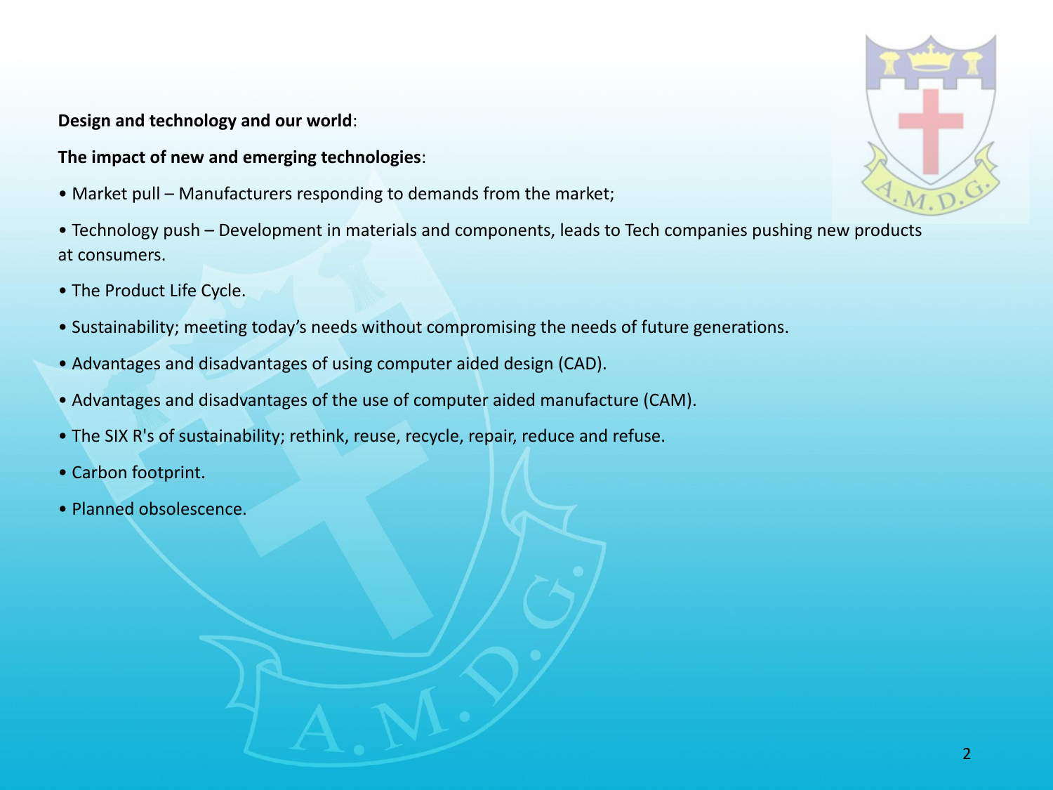**Design and technology and our world**:

**The impact of new and emerging technologies**:

- Market pull – Manufacturers responding to demands from the market;
- Technology push – Development in materials and components, leads to Tech companies pushing new products at consumers.
- The Product Life Cycle.
- Sustainability; meeting today's needs without compromising the needs of future generations.
- Advantages and disadvantages of using computer aided design (CAD).
- Advantages and disadvantages of the use of computer aided manufacture (CAM).
- The SIX R's of sustainability; rethink, reuse, recycle, repair, reduce and refuse.
- Carbon footprint.
- Planned obsolescence.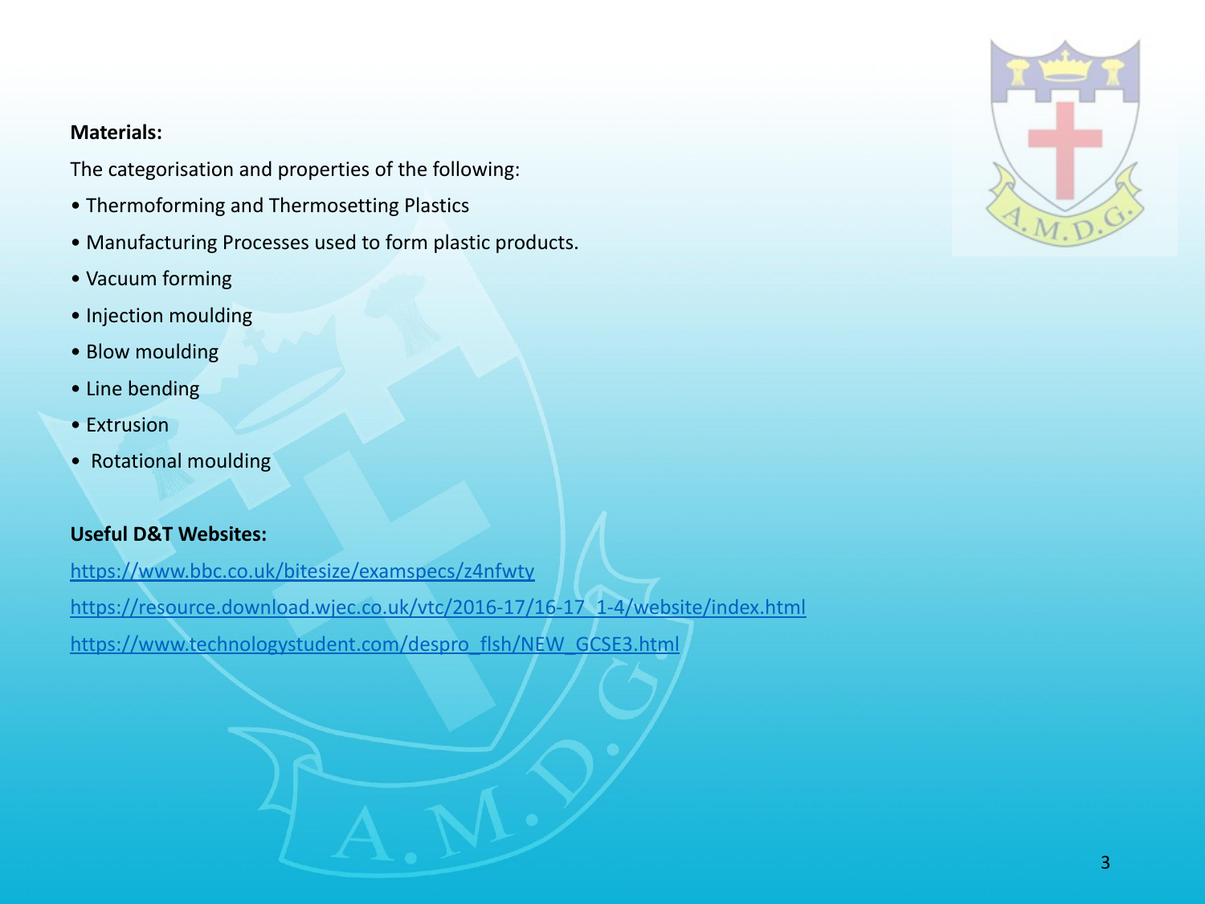**Materials:**

The categorisation and properties of the following:

- Thermoforming and Thermosetting Plastics
- Manufacturing Processes used to form plastic products.
- Vacuum forming
- Injection moulding
- Blow moulding
- Line bending
- Extrusion
- Rotational moulding

**Useful D&T Websites:**

https://www.bbc.co.uk/bitesize/examspecs/z4nfwty

https://resource.download.wjec.co.uk/vtc/2016-17/16-17_1-4/website/index.html

https://www.technologystudent.com/despro_flsh/NEW_GCSE3.html